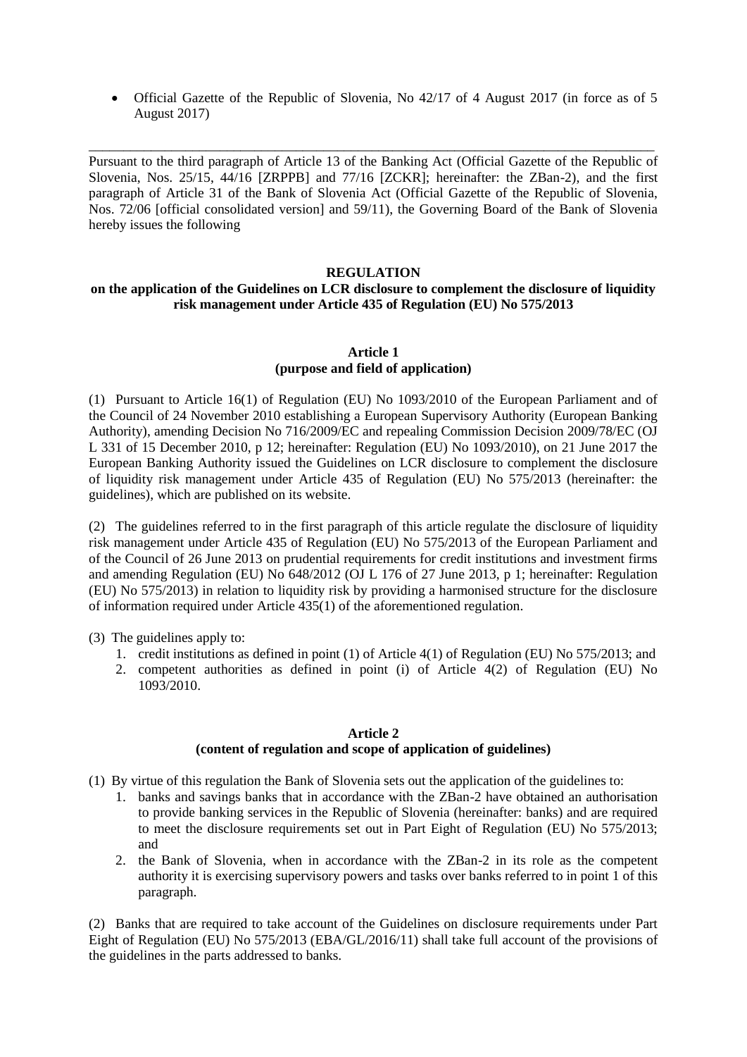- Official Gazette of the Republic of Slovenia, No 42/17 of 4 August 2017 (in force as of 5 August 2017)

---

Pursuant to the third paragraph of Article 13 of the Banking Act (Official Gazette of the Republic of Slovenia, Nos. 25/15, 44/16 [ZRPPB] and 77/16 [ZCKR]; hereinafter: the ZBan-2), and the first paragraph of Article 31 of the Bank of Slovenia Act (Official Gazette of the Republic of Slovenia, Nos. 72/06 [official consolidated version] and 59/11), the Governing Board of the Bank of Slovenia hereby issues the following

**REGULATION**
**on the application of the Guidelines on LCR disclosure to complement the disclosure of liquidity risk management under Article 435 of Regulation (EU) No 575/2013**

**Article 1**
**(purpose and field of application)**

(1) Pursuant to Article 16(1) of Regulation (EU) No 1093/2010 of the European Parliament and of the Council of 24 November 2010 establishing a European Supervisory Authority (European Banking Authority), amending Decision No 716/2009/EC and repealing Commission Decision 2009/78/EC (OJ L 331 of 15 December 2010, p 12; hereinafter: Regulation (EU) No 1093/2010), on 21 June 2017 the European Banking Authority issued the Guidelines on LCR disclosure to complement the disclosure of liquidity risk management under Article 435 of Regulation (EU) No 575/2013 (hereinafter: the guidelines), which are published on its website.

(2) The guidelines referred to in the first paragraph of this article regulate the disclosure of liquidity risk management under Article 435 of Regulation (EU) No 575/2013 of the European Parliament and of the Council of 26 June 2013 on prudential requirements for credit institutions and investment firms and amending Regulation (EU) No 648/2012 (OJ L 176 of 27 June 2013, p 1; hereinafter: Regulation (EU) No 575/2013) in relation to liquidity risk by providing a harmonised structure for the disclosure of information required under Article 435(1) of the aforementioned regulation.

(3) The guidelines apply to:

1. credit institutions as defined in point (1) of Article 4(1) of Regulation (EU) No 575/2013; and
2. competent authorities as defined in point (i) of Article 4(2) of Regulation (EU) No 1093/2010.

**Article 2**
**(content of regulation and scope of application of guidelines)**

(1) By virtue of this regulation the Bank of Slovenia sets out the application of the guidelines to:

1. banks and savings banks that in accordance with the ZBan-2 have obtained an authorisation to provide banking services in the Republic of Slovenia (hereinafter: banks) and are required to meet the disclosure requirements set out in Part Eight of Regulation (EU) No 575/2013; and
2. the Bank of Slovenia, when in accordance with the ZBan-2 in its role as the competent authority it is exercising supervisory powers and tasks over banks referred to in point 1 of this paragraph.

(2) Banks that are required to take account of the Guidelines on disclosure requirements under Part Eight of Regulation (EU) No 575/2013 (EBA/GL/2016/11) shall take full account of the provisions of the guidelines in the parts addressed to banks.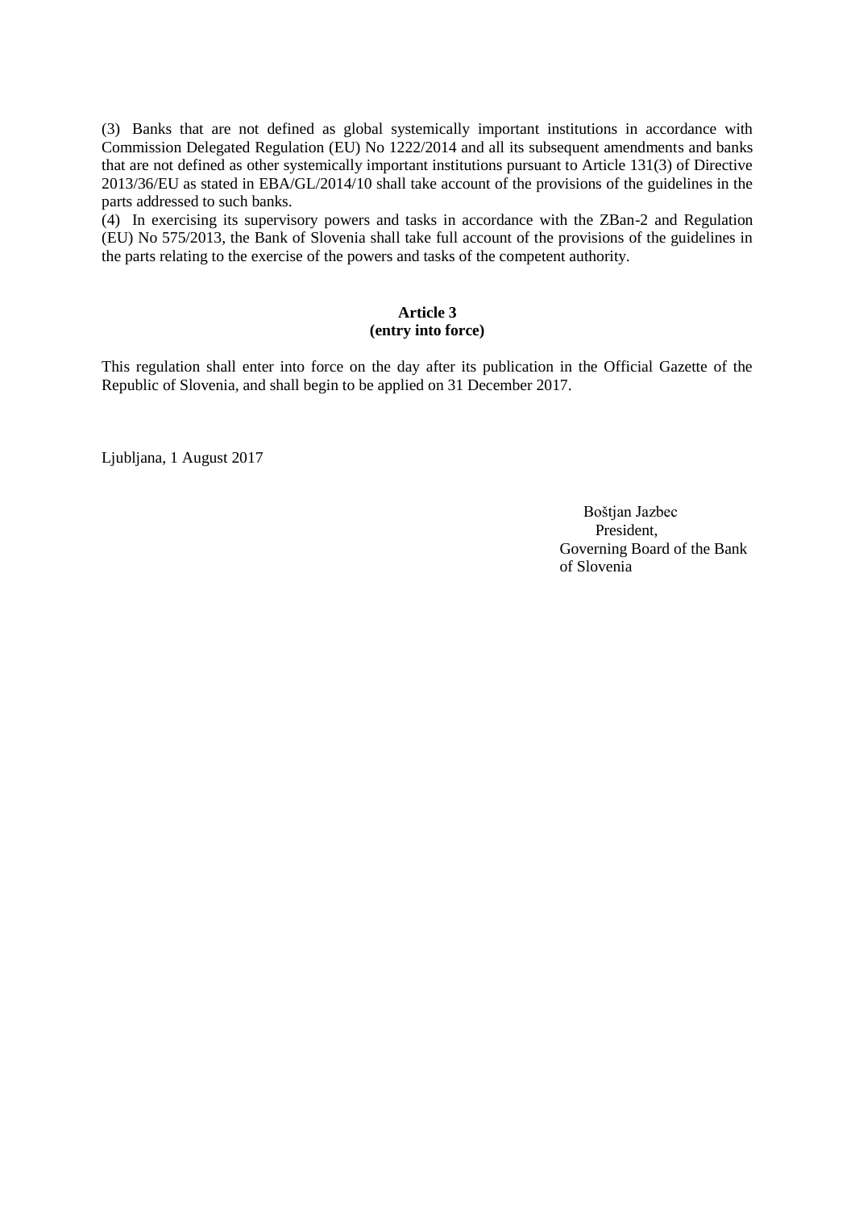(3) Banks that are not defined as global systemically important institutions in accordance with Commission Delegated Regulation (EU) No 1222/2014 and all its subsequent amendments and banks that are not defined as other systemically important institutions pursuant to Article 131(3) of Directive 2013/36/EU as stated in EBA/GL/2014/10 shall take account of the provisions of the guidelines in the parts addressed to such banks.

(4) In exercising its supervisory powers and tasks in accordance with the ZBan-2 and Regulation (EU) No 575/2013, the Bank of Slovenia shall take full account of the provisions of the guidelines in the parts relating to the exercise of the powers and tasks of the competent authority.

**Article 3**
**(entry into force)**

This regulation shall enter into force on the day after its publication in the Official Gazette of the Republic of Slovenia, and shall begin to be applied on 31 December 2017.

Ljubljana, 1 August 2017

Boštjan Jazbec
President,
Governing Board of the Bank of Slovenia